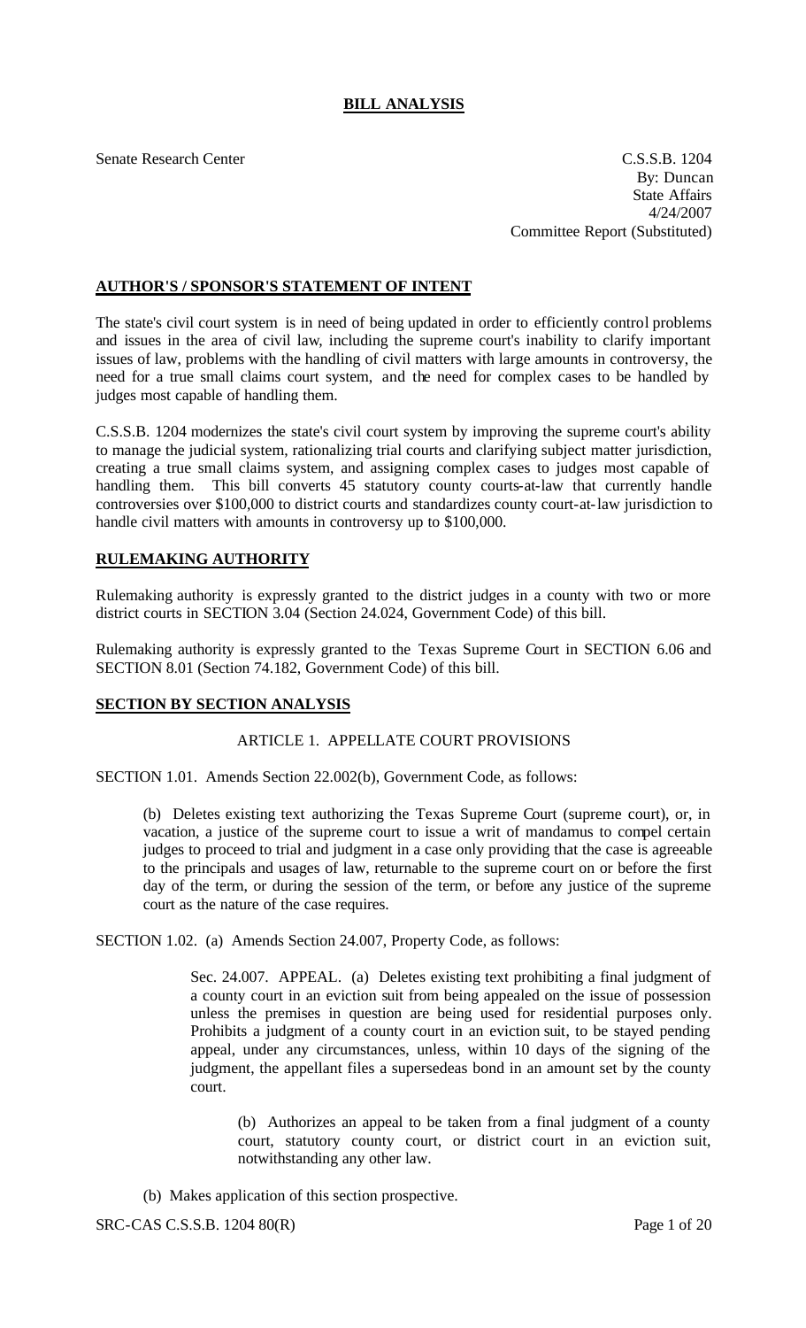# BILL ANALYSIS

Senate Research Center

C.S.S.B. 1204
By: Duncan
State Affairs
4/24/2007
Committee Report (Substituted)

## AUTHOR'S / SPONSOR'S STATEMENT OF INTENT

The state's civil court system is in need of being updated in order to efficiently control problems and issues in the area of civil law, including the supreme court's inability to clarify important issues of law, problems with the handling of civil matters with large amounts in controversy, the need for a true small claims court system, and the need for complex cases to be handled by judges most capable of handling them.

C.S.S.B. 1204 modernizes the state's civil court system by improving the supreme court's ability to manage the judicial system, rationalizing trial courts and clarifying subject matter jurisdiction, creating a true small claims system, and assigning complex cases to judges most capable of handling them. This bill converts 45 statutory county courts-at-law that currently handle controversies over $100,000 to district courts and standardizes county court-at-law jurisdiction to handle civil matters with amounts in controversy up to $100,000.

## RULEMAKING AUTHORITY

Rulemaking authority is expressly granted to the district judges in a county with two or more district courts in SECTION 3.04 (Section 24.024, Government Code) of this bill.

Rulemaking authority is expressly granted to the Texas Supreme Court in SECTION 6.06 and SECTION 8.01 (Section 74.182, Government Code) of this bill.

## SECTION BY SECTION ANALYSIS

### ARTICLE 1. APPELLATE COURT PROVISIONS

SECTION 1.01. Amends Section 22.002(b), Government Code, as follows:

> (b) Deletes existing text authorizing the Texas Supreme Court (supreme court), or, in vacation, a justice of the supreme court to issue a writ of mandamus to compel certain judges to proceed to trial and judgment in a case only providing that the case is agreeable to the principals and usages of law, returnable to the supreme court on or before the first day of the term, or during the session of the term, or before any justice of the supreme court as the nature of the case requires.

SECTION 1.02. (a) Amends Section 24.007, Property Code, as follows:

> Sec. 24.007. APPEAL. (a) Deletes existing text prohibiting a final judgment of a county court in an eviction suit from being appealed on the issue of possession unless the premises in question are being used for residential purposes only. Prohibits a judgment of a county court in an eviction suit, to be stayed pending appeal, under any circumstances, unless, within 10 days of the signing of the judgment, the appellant files a supersedeas bond in an amount set by the county court.
>
> > (b) Authorizes an appeal to be taken from a final judgment of a county court, statutory county court, or district court in an eviction suit, notwithstanding any other law.

(b) Makes application of this section prospective.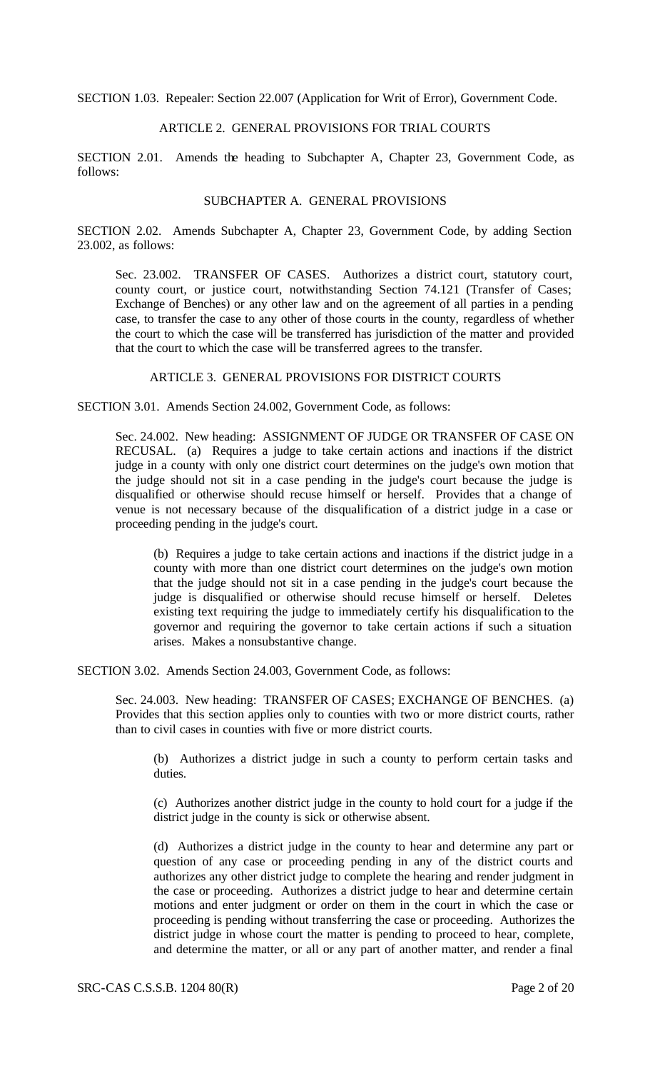SECTION 1.03. Repealer: Section 22.007 (Application for Writ of Error), Government Code.

## ARTICLE 2. GENERAL PROVISIONS FOR TRIAL COURTS

SECTION 2.01. Amends the heading to Subchapter A, Chapter 23, Government Code, as follows:

### SUBCHAPTER A. GENERAL PROVISIONS

SECTION 2.02. Amends Subchapter A, Chapter 23, Government Code, by adding Section 23.002, as follows:

Sec. 23.002. TRANSFER OF CASES. Authorizes a district court, statutory court, county court, or justice court, notwithstanding Section 74.121 (Transfer of Cases; Exchange of Benches) or any other law and on the agreement of all parties in a pending case, to transfer the case to any other of those courts in the county, regardless of whether the court to which the case will be transferred has jurisdiction of the matter and provided that the court to which the case will be transferred agrees to the transfer.

## ARTICLE 3. GENERAL PROVISIONS FOR DISTRICT COURTS

SECTION 3.01. Amends Section 24.002, Government Code, as follows:

Sec. 24.002. New heading: ASSIGNMENT OF JUDGE OR TRANSFER OF CASE ON RECUSAL. (a) Requires a judge to take certain actions and inactions if the district judge in a county with only one district court determines on the judge's own motion that the judge should not sit in a case pending in the judge's court because the judge is disqualified or otherwise should recuse himself or herself. Provides that a change of venue is not necessary because of the disqualification of a district judge in a case or proceeding pending in the judge's court.

(b) Requires a judge to take certain actions and inactions if the district judge in a county with more than one district court determines on the judge's own motion that the judge should not sit in a case pending in the judge's court because the judge is disqualified or otherwise should recuse himself or herself. Deletes existing text requiring the judge to immediately certify his disqualification to the governor and requiring the governor to take certain actions if such a situation arises. Makes a nonsubstantive change.

SECTION 3.02. Amends Section 24.003, Government Code, as follows:

Sec. 24.003. New heading: TRANSFER OF CASES; EXCHANGE OF BENCHES. (a) Provides that this section applies only to counties with two or more district courts, rather than to civil cases in counties with five or more district courts.

(b) Authorizes a district judge in such a county to perform certain tasks and duties.

(c) Authorizes another district judge in the county to hold court for a judge if the district judge in the county is sick or otherwise absent.

(d) Authorizes a district judge in the county to hear and determine any part or question of any case or proceeding pending in any of the district courts and authorizes any other district judge to complete the hearing and render judgment in the case or proceeding. Authorizes a district judge to hear and determine certain motions and enter judgment or order on them in the court in which the case or proceeding is pending without transferring the case or proceeding. Authorizes the district judge in whose court the matter is pending to proceed to hear, complete, and determine the matter, or all or any part of another matter, and render a final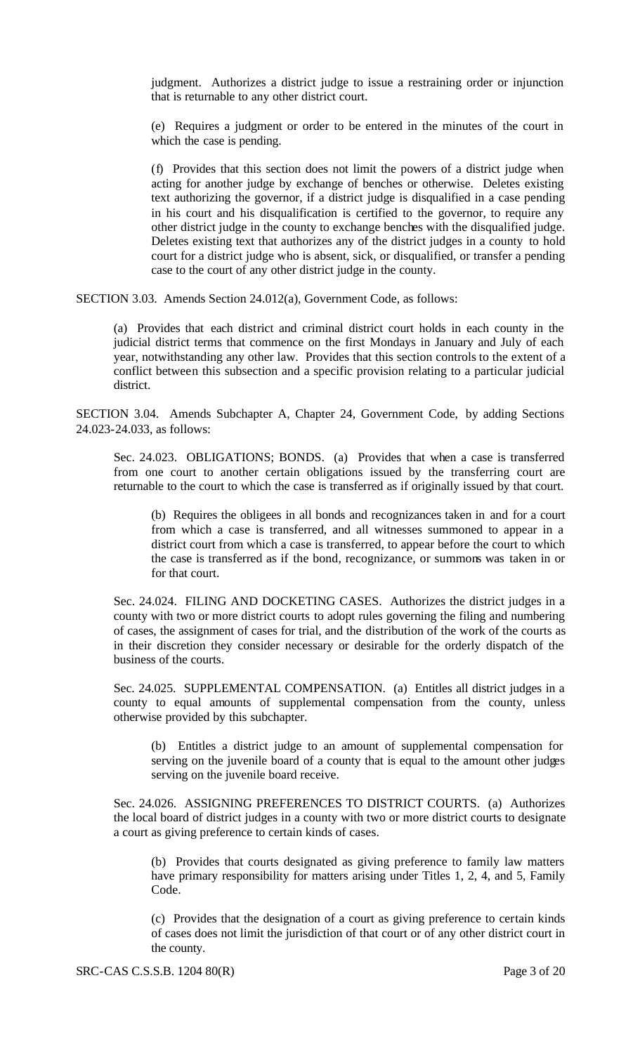judgment. Authorizes a district judge to issue a restraining order or injunction that is returnable to any other district court.

(e) Requires a judgment or order to be entered in the minutes of the court in which the case is pending.

(f) Provides that this section does not limit the powers of a district judge when acting for another judge by exchange of benches or otherwise. Deletes existing text authorizing the governor, if a district judge is disqualified in a case pending in his court and his disqualification is certified to the governor, to require any other district judge in the county to exchange benches with the disqualified judge. Deletes existing text that authorizes any of the district judges in a county to hold court for a district judge who is absent, sick, or disqualified, or transfer a pending case to the court of any other district judge in the county.

SECTION 3.03. Amends Section 24.012(a), Government Code, as follows:

(a) Provides that each district and criminal district court holds in each county in the judicial district terms that commence on the first Mondays in January and July of each year, notwithstanding any other law. Provides that this section controls to the extent of a conflict between this subsection and a specific provision relating to a particular judicial district.

SECTION 3.04. Amends Subchapter A, Chapter 24, Government Code, by adding Sections 24.023-24.033, as follows:

Sec. 24.023. OBLIGATIONS; BONDS. (a) Provides that when a case is transferred from one court to another certain obligations issued by the transferring court are returnable to the court to which the case is transferred as if originally issued by that court.

(b) Requires the obligees in all bonds and recognizances taken in and for a court from which a case is transferred, and all witnesses summoned to appear in a district court from which a case is transferred, to appear before the court to which the case is transferred as if the bond, recognizance, or summons was taken in or for that court.

Sec. 24.024. FILING AND DOCKETING CASES. Authorizes the district judges in a county with two or more district courts to adopt rules governing the filing and numbering of cases, the assignment of cases for trial, and the distribution of the work of the courts as in their discretion they consider necessary or desirable for the orderly dispatch of the business of the courts.

Sec. 24.025. SUPPLEMENTAL COMPENSATION. (a) Entitles all district judges in a county to equal amounts of supplemental compensation from the county, unless otherwise provided by this subchapter.

(b) Entitles a district judge to an amount of supplemental compensation for serving on the juvenile board of a county that is equal to the amount other judges serving on the juvenile board receive.

Sec. 24.026. ASSIGNING PREFERENCES TO DISTRICT COURTS. (a) Authorizes the local board of district judges in a county with two or more district courts to designate a court as giving preference to certain kinds of cases.

(b) Provides that courts designated as giving preference to family law matters have primary responsibility for matters arising under Titles 1, 2, 4, and 5, Family Code.

(c) Provides that the designation of a court as giving preference to certain kinds of cases does not limit the jurisdiction of that court or of any other district court in the county.

SRC-CAS C.S.S.B. 1204 80(R)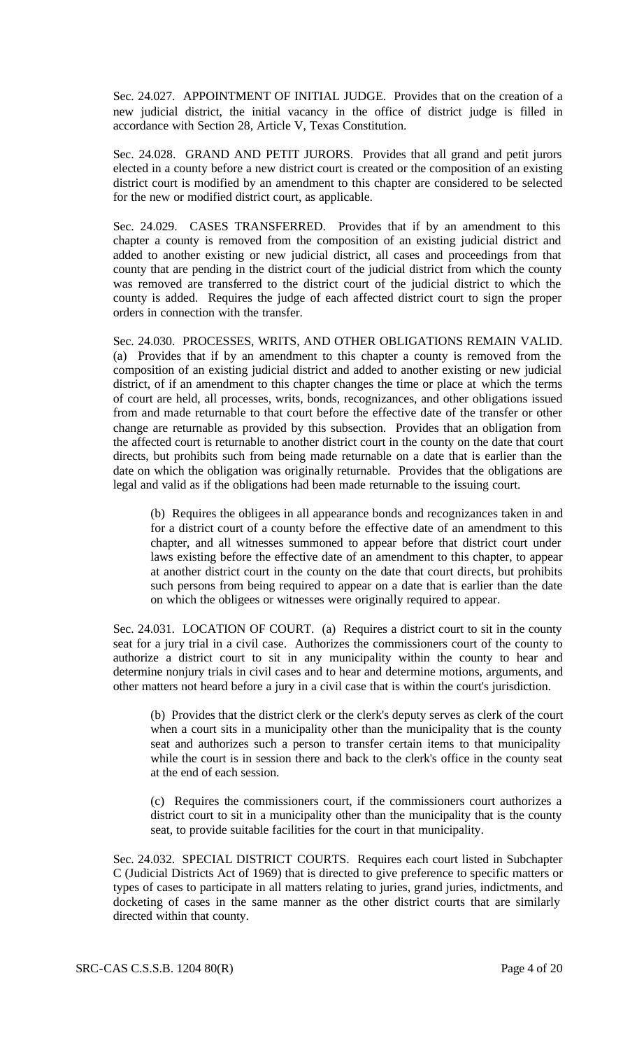Sec. 24.027. APPOINTMENT OF INITIAL JUDGE. Provides that on the creation of a new judicial district, the initial vacancy in the office of district judge is filled in accordance with Section 28, Article V, Texas Constitution.

Sec. 24.028. GRAND AND PETIT JURORS. Provides that all grand and petit jurors elected in a county before a new district court is created or the composition of an existing district court is modified by an amendment to this chapter are considered to be selected for the new or modified district court, as applicable.

Sec. 24.029. CASES TRANSFERRED. Provides that if by an amendment to this chapter a county is removed from the composition of an existing judicial district and added to another existing or new judicial district, all cases and proceedings from that county that are pending in the district court of the judicial district from which the county was removed are transferred to the district court of the judicial district to which the county is added. Requires the judge of each affected district court to sign the proper orders in connection with the transfer.

Sec. 24.030. PROCESSES, WRITS, AND OTHER OBLIGATIONS REMAIN VALID. (a) Provides that if by an amendment to this chapter a county is removed from the composition of an existing judicial district and added to another existing or new judicial district, of if an amendment to this chapter changes the time or place at which the terms of court are held, all processes, writs, bonds, recognizances, and other obligations issued from and made returnable to that court before the effective date of the transfer or other change are returnable as provided by this subsection. Provides that an obligation from the affected court is returnable to another district court in the county on the date that court directs, but prohibits such from being made returnable on a date that is earlier than the date on which the obligation was originally returnable. Provides that the obligations are legal and valid as if the obligations had been made returnable to the issuing court.

(b) Requires the obligees in all appearance bonds and recognizances taken in and for a district court of a county before the effective date of an amendment to this chapter, and all witnesses summoned to appear before that district court under laws existing before the effective date of an amendment to this chapter, to appear at another district court in the county on the date that court directs, but prohibits such persons from being required to appear on a date that is earlier than the date on which the obligees or witnesses were originally required to appear.

Sec. 24.031. LOCATION OF COURT. (a) Requires a district court to sit in the county seat for a jury trial in a civil case. Authorizes the commissioners court of the county to authorize a district court to sit in any municipality within the county to hear and determine nonjury trials in civil cases and to hear and determine motions, arguments, and other matters not heard before a jury in a civil case that is within the court's jurisdiction.

(b) Provides that the district clerk or the clerk's deputy serves as clerk of the court when a court sits in a municipality other than the municipality that is the county seat and authorizes such a person to transfer certain items to that municipality while the court is in session there and back to the clerk's office in the county seat at the end of each session.

(c) Requires the commissioners court, if the commissioners court authorizes a district court to sit in a municipality other than the municipality that is the county seat, to provide suitable facilities for the court in that municipality.

Sec. 24.032. SPECIAL DISTRICT COURTS. Requires each court listed in Subchapter C (Judicial Districts Act of 1969) that is directed to give preference to specific matters or types of cases to participate in all matters relating to juries, grand juries, indictments, and docketing of cases in the same manner as the other district courts that are similarly directed within that county.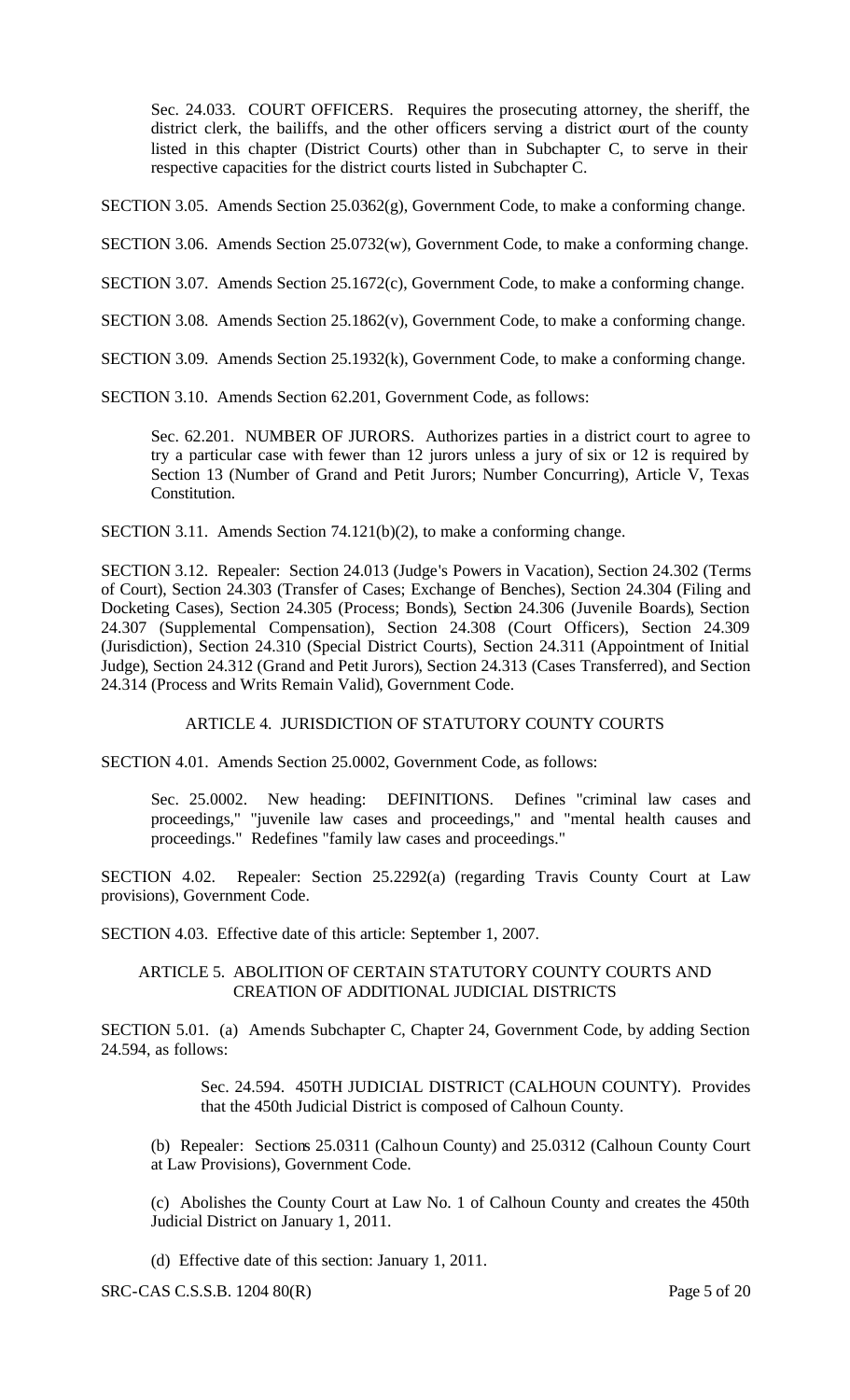Sec. 24.033. COURT OFFICERS. Requires the prosecuting attorney, the sheriff, the district clerk, the bailiffs, and the other officers serving a district court of the county listed in this chapter (District Courts) other than in Subchapter C, to serve in their respective capacities for the district courts listed in Subchapter C.

SECTION 3.05. Amends Section 25.0362(g), Government Code, to make a conforming change.

SECTION 3.06. Amends Section 25.0732(w), Government Code, to make a conforming change.

SECTION 3.07. Amends Section 25.1672(c), Government Code, to make a conforming change.

SECTION 3.08. Amends Section 25.1862(v), Government Code, to make a conforming change.

SECTION 3.09. Amends Section 25.1932(k), Government Code, to make a conforming change.

SECTION 3.10. Amends Section 62.201, Government Code, as follows:

Sec. 62.201. NUMBER OF JURORS. Authorizes parties in a district court to agree to try a particular case with fewer than 12 jurors unless a jury of six or 12 is required by Section 13 (Number of Grand and Petit Jurors; Number Concurring), Article V, Texas Constitution.

SECTION 3.11. Amends Section 74.121(b)(2), to make a conforming change.

SECTION 3.12. Repealer: Section 24.013 (Judge's Powers in Vacation), Section 24.302 (Terms of Court), Section 24.303 (Transfer of Cases; Exchange of Benches), Section 24.304 (Filing and Docketing Cases), Section 24.305 (Process; Bonds), Section 24.306 (Juvenile Boards), Section 24.307 (Supplemental Compensation), Section 24.308 (Court Officers), Section 24.309 (Jurisdiction), Section 24.310 (Special District Courts), Section 24.311 (Appointment of Initial Judge), Section 24.312 (Grand and Petit Jurors), Section 24.313 (Cases Transferred), and Section 24.314 (Process and Writs Remain Valid), Government Code.

ARTICLE 4. JURISDICTION OF STATUTORY COUNTY COURTS

SECTION 4.01. Amends Section 25.0002, Government Code, as follows:

Sec. 25.0002. New heading: DEFINITIONS. Defines "criminal law cases and proceedings," "juvenile law cases and proceedings," and "mental health causes and proceedings." Redefines "family law cases and proceedings."

SECTION 4.02. Repealer: Section 25.2292(a) (regarding Travis County Court at Law provisions), Government Code.

SECTION 4.03. Effective date of this article: September 1, 2007.

ARTICLE 5. ABOLITION OF CERTAIN STATUTORY COUNTY COURTS AND CREATION OF ADDITIONAL JUDICIAL DISTRICTS

SECTION 5.01. (a) Amends Subchapter C, Chapter 24, Government Code, by adding Section 24.594, as follows:

Sec. 24.594. 450TH JUDICIAL DISTRICT (CALHOUN COUNTY). Provides that the 450th Judicial District is composed of Calhoun County.

(b) Repealer: Sections 25.0311 (Calhoun County) and 25.0312 (Calhoun County Court at Law Provisions), Government Code.

(c) Abolishes the County Court at Law No. 1 of Calhoun County and creates the 450th Judicial District on January 1, 2011.

(d) Effective date of this section: January 1, 2011.

SRC-CAS C.S.S.B. 1204 80(R)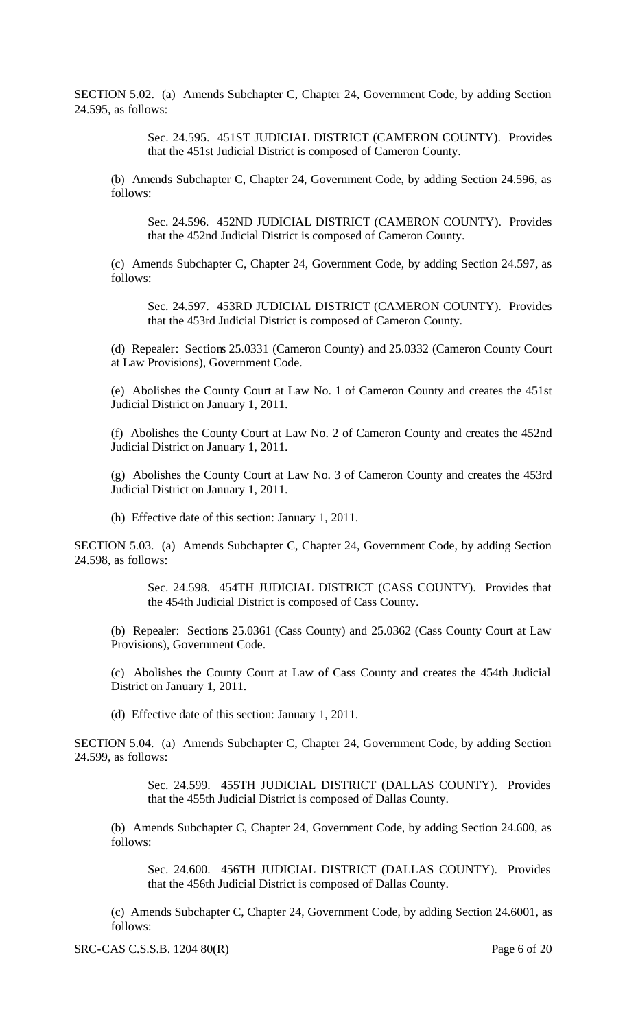SECTION 5.02. (a) Amends Subchapter C, Chapter 24, Government Code, by adding Section 24.595, as follows:

> Sec. 24.595. 451ST JUDICIAL DISTRICT (CAMERON COUNTY). Provides that the 451st Judicial District is composed of Cameron County.

(b) Amends Subchapter C, Chapter 24, Government Code, by adding Section 24.596, as follows:

> Sec. 24.596. 452ND JUDICIAL DISTRICT (CAMERON COUNTY). Provides that the 452nd Judicial District is composed of Cameron County.

(c) Amends Subchapter C, Chapter 24, Government Code, by adding Section 24.597, as follows:

> Sec. 24.597. 453RD JUDICIAL DISTRICT (CAMERON COUNTY). Provides that the 453rd Judicial District is composed of Cameron County.

(d) Repealer: Sections 25.0331 (Cameron County) and 25.0332 (Cameron County Court at Law Provisions), Government Code.

(e) Abolishes the County Court at Law No. 1 of Cameron County and creates the 451st Judicial District on January 1, 2011.

(f) Abolishes the County Court at Law No. 2 of Cameron County and creates the 452nd Judicial District on January 1, 2011.

(g) Abolishes the County Court at Law No. 3 of Cameron County and creates the 453rd Judicial District on January 1, 2011.

(h) Effective date of this section: January 1, 2011.

SECTION 5.03. (a) Amends Subchapter C, Chapter 24, Government Code, by adding Section 24.598, as follows:

> Sec. 24.598. 454TH JUDICIAL DISTRICT (CASS COUNTY). Provides that the 454th Judicial District is composed of Cass County.

(b) Repealer: Sections 25.0361 (Cass County) and 25.0362 (Cass County Court at Law Provisions), Government Code.

(c) Abolishes the County Court at Law of Cass County and creates the 454th Judicial District on January 1, 2011.

(d) Effective date of this section: January 1, 2011.

SECTION 5.04. (a) Amends Subchapter C, Chapter 24, Government Code, by adding Section 24.599, as follows:

> Sec. 24.599. 455TH JUDICIAL DISTRICT (DALLAS COUNTY). Provides that the 455th Judicial District is composed of Dallas County.

(b) Amends Subchapter C, Chapter 24, Government Code, by adding Section 24.600, as follows:

> Sec. 24.600. 456TH JUDICIAL DISTRICT (DALLAS COUNTY). Provides that the 456th Judicial District is composed of Dallas County.

(c) Amends Subchapter C, Chapter 24, Government Code, by adding Section 24.6001, as follows: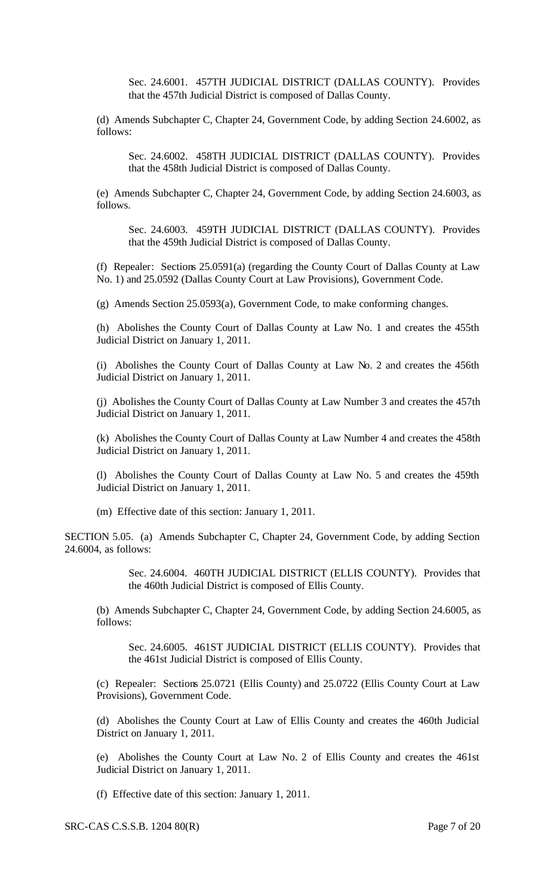Sec. 24.6001. 457TH JUDICIAL DISTRICT (DALLAS COUNTY). Provides that the 457th Judicial District is composed of Dallas County.

(d) Amends Subchapter C, Chapter 24, Government Code, by adding Section 24.6002, as follows:

Sec. 24.6002. 458TH JUDICIAL DISTRICT (DALLAS COUNTY). Provides that the 458th Judicial District is composed of Dallas County.

(e) Amends Subchapter C, Chapter 24, Government Code, by adding Section 24.6003, as follows.

Sec. 24.6003. 459TH JUDICIAL DISTRICT (DALLAS COUNTY). Provides that the 459th Judicial District is composed of Dallas County.

(f) Repealer: Sections 25.0591(a) (regarding the County Court of Dallas County at Law No. 1) and 25.0592 (Dallas County Court at Law Provisions), Government Code.

(g) Amends Section 25.0593(a), Government Code, to make conforming changes.

(h) Abolishes the County Court of Dallas County at Law No. 1 and creates the 455th Judicial District on January 1, 2011.

(i) Abolishes the County Court of Dallas County at Law No. 2 and creates the 456th Judicial District on January 1, 2011.

(j) Abolishes the County Court of Dallas County at Law Number 3 and creates the 457th Judicial District on January 1, 2011.

(k) Abolishes the County Court of Dallas County at Law Number 4 and creates the 458th Judicial District on January 1, 2011.

(l) Abolishes the County Court of Dallas County at Law No. 5 and creates the 459th Judicial District on January 1, 2011.

(m) Effective date of this section: January 1, 2011.

SECTION 5.05. (a) Amends Subchapter C, Chapter 24, Government Code, by adding Section 24.6004, as follows:

Sec. 24.6004. 460TH JUDICIAL DISTRICT (ELLIS COUNTY). Provides that the 460th Judicial District is composed of Ellis County.

(b) Amends Subchapter C, Chapter 24, Government Code, by adding Section 24.6005, as follows:

Sec. 24.6005. 461ST JUDICIAL DISTRICT (ELLIS COUNTY). Provides that the 461st Judicial District is composed of Ellis County.

(c) Repealer: Sections 25.0721 (Ellis County) and 25.0722 (Ellis County Court at Law Provisions), Government Code.

(d) Abolishes the County Court at Law of Ellis County and creates the 460th Judicial District on January 1, 2011.

(e) Abolishes the County Court at Law No. 2 of Ellis County and creates the 461st Judicial District on January 1, 2011.

(f) Effective date of this section: January 1, 2011.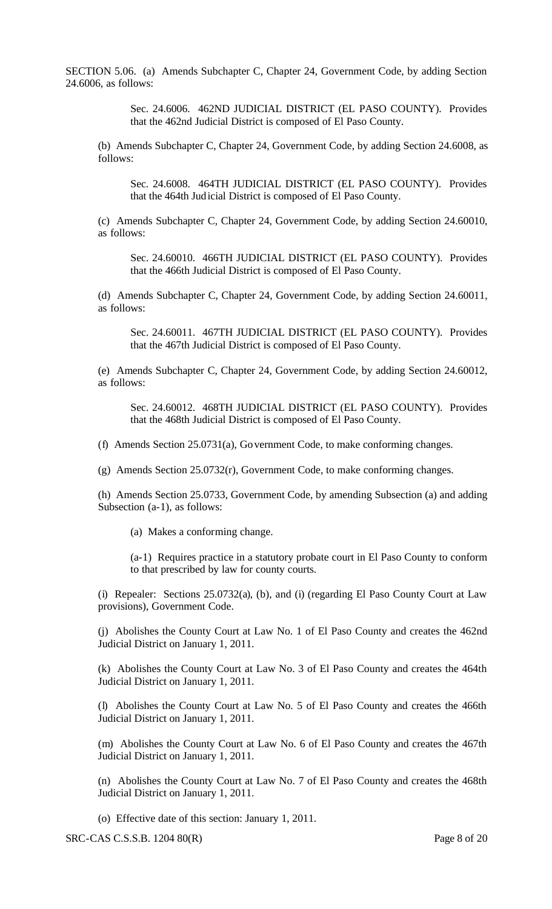SECTION 5.06. (a) Amends Subchapter C, Chapter 24, Government Code, by adding Section 24.6006, as follows:

> Sec. 24.6006. 462ND JUDICIAL DISTRICT (EL PASO COUNTY). Provides that the 462nd Judicial District is composed of El Paso County.

(b) Amends Subchapter C, Chapter 24, Government Code, by adding Section 24.6008, as follows:

> Sec. 24.6008. 464TH JUDICIAL DISTRICT (EL PASO COUNTY). Provides that the 464th Judicial District is composed of El Paso County.

(c) Amends Subchapter C, Chapter 24, Government Code, by adding Section 24.60010, as follows:

> Sec. 24.60010. 466TH JUDICIAL DISTRICT (EL PASO COUNTY). Provides that the 466th Judicial District is composed of El Paso County.

(d) Amends Subchapter C, Chapter 24, Government Code, by adding Section 24.60011, as follows:

> Sec. 24.60011. 467TH JUDICIAL DISTRICT (EL PASO COUNTY). Provides that the 467th Judicial District is composed of El Paso County.

(e) Amends Subchapter C, Chapter 24, Government Code, by adding Section 24.60012, as follows:

> Sec. 24.60012. 468TH JUDICIAL DISTRICT (EL PASO COUNTY). Provides that the 468th Judicial District is composed of El Paso County.

(f) Amends Section 25.0731(a), Government Code, to make conforming changes.

(g) Amends Section 25.0732(r), Government Code, to make conforming changes.

(h) Amends Section 25.0733, Government Code, by amending Subsection (a) and adding Subsection (a-1), as follows:

> (a) Makes a conforming change.
>
> (a-1) Requires practice in a statutory probate court in El Paso County to conform to that prescribed by law for county courts.

(i) Repealer: Sections 25.0732(a), (b), and (i) (regarding El Paso County Court at Law provisions), Government Code.

(j) Abolishes the County Court at Law No. 1 of El Paso County and creates the 462nd Judicial District on January 1, 2011.

(k) Abolishes the County Court at Law No. 3 of El Paso County and creates the 464th Judicial District on January 1, 2011.

(l) Abolishes the County Court at Law No. 5 of El Paso County and creates the 466th Judicial District on January 1, 2011.

(m) Abolishes the County Court at Law No. 6 of El Paso County and creates the 467th Judicial District on January 1, 2011.

(n) Abolishes the County Court at Law No. 7 of El Paso County and creates the 468th Judicial District on January 1, 2011.

(o) Effective date of this section: January 1, 2011.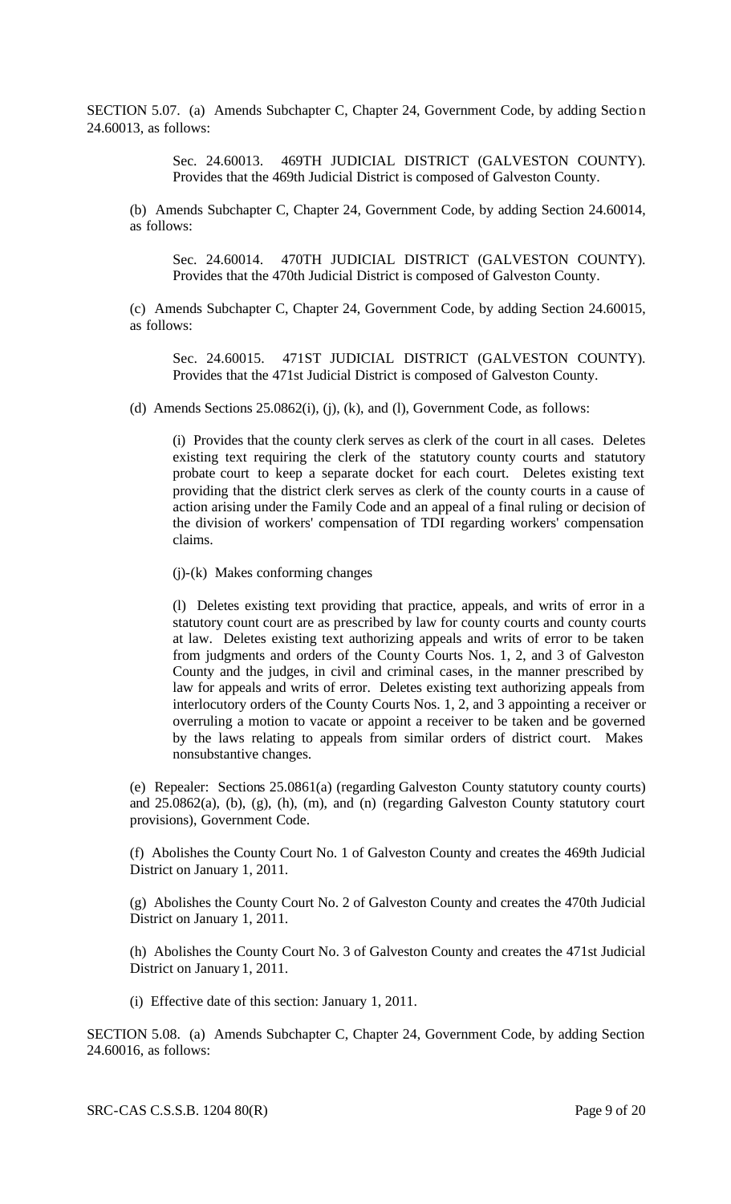SECTION 5.07. (a) Amends Subchapter C, Chapter 24, Government Code, by adding Section 24.60013, as follows:

> Sec. 24.60013. 469TH JUDICIAL DISTRICT (GALVESTON COUNTY). Provides that the 469th Judicial District is composed of Galveston County.

(b) Amends Subchapter C, Chapter 24, Government Code, by adding Section 24.60014, as follows:

> Sec. 24.60014. 470TH JUDICIAL DISTRICT (GALVESTON COUNTY). Provides that the 470th Judicial District is composed of Galveston County.

(c) Amends Subchapter C, Chapter 24, Government Code, by adding Section 24.60015, as follows:

> Sec. 24.60015. 471ST JUDICIAL DISTRICT (GALVESTON COUNTY). Provides that the 471st Judicial District is composed of Galveston County.

(d) Amends Sections 25.0862(i), (j), (k), and (l), Government Code, as follows:

> (i) Provides that the county clerk serves as clerk of the court in all cases. Deletes existing text requiring the clerk of the statutory county courts and statutory probate court to keep a separate docket for each court. Deletes existing text providing that the district clerk serves as clerk of the county courts in a cause of action arising under the Family Code and an appeal of a final ruling or decision of the division of workers' compensation of TDI regarding workers' compensation claims.
>
> (j)-(k) Makes conforming changes
>
> (l) Deletes existing text providing that practice, appeals, and writs of error in a statutory count court are as prescribed by law for county courts and county courts at law. Deletes existing text authorizing appeals and writs of error to be taken from judgments and orders of the County Courts Nos. 1, 2, and 3 of Galveston County and the judges, in civil and criminal cases, in the manner prescribed by law for appeals and writs of error. Deletes existing text authorizing appeals from interlocutory orders of the County Courts Nos. 1, 2, and 3 appointing a receiver or overruling a motion to vacate or appoint a receiver to be taken and be governed by the laws relating to appeals from similar orders of district court. Makes nonsubstantive changes.

(e) Repealer: Sections 25.0861(a) (regarding Galveston County statutory county courts) and 25.0862(a), (b), (g), (h), (m), and (n) (regarding Galveston County statutory court provisions), Government Code.

(f) Abolishes the County Court No. 1 of Galveston County and creates the 469th Judicial District on January 1, 2011.

(g) Abolishes the County Court No. 2 of Galveston County and creates the 470th Judicial District on January 1, 2011.

(h) Abolishes the County Court No. 3 of Galveston County and creates the 471st Judicial District on January 1, 2011.

(i) Effective date of this section: January 1, 2011.

SECTION 5.08. (a) Amends Subchapter C, Chapter 24, Government Code, by adding Section 24.60016, as follows: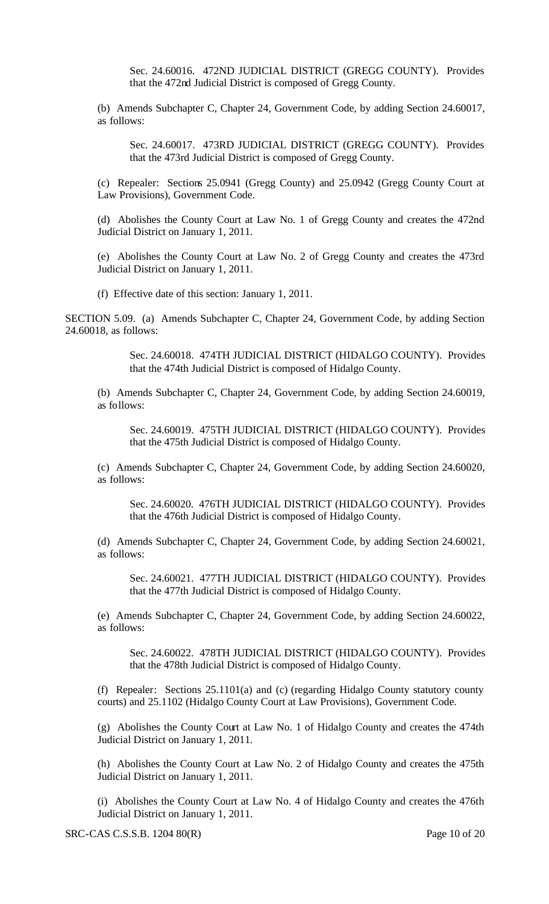Sec. 24.60016. 472ND JUDICIAL DISTRICT (GREGG COUNTY). Provides that the 472nd Judicial District is composed of Gregg County.

(b) Amends Subchapter C, Chapter 24, Government Code, by adding Section 24.60017, as follows:

Sec. 24.60017. 473RD JUDICIAL DISTRICT (GREGG COUNTY). Provides that the 473rd Judicial District is composed of Gregg County.

(c) Repealer: Sections 25.0941 (Gregg County) and 25.0942 (Gregg County Court at Law Provisions), Government Code.

(d) Abolishes the County Court at Law No. 1 of Gregg County and creates the 472nd Judicial District on January 1, 2011.

(e) Abolishes the County Court at Law No. 2 of Gregg County and creates the 473rd Judicial District on January 1, 2011.

(f) Effective date of this section: January 1, 2011.

SECTION 5.09. (a) Amends Subchapter C, Chapter 24, Government Code, by adding Section 24.60018, as follows:

Sec. 24.60018. 474TH JUDICIAL DISTRICT (HIDALGO COUNTY). Provides that the 474th Judicial District is composed of Hidalgo County.

(b) Amends Subchapter C, Chapter 24, Government Code, by adding Section 24.60019, as follows:

Sec. 24.60019. 475TH JUDICIAL DISTRICT (HIDALGO COUNTY). Provides that the 475th Judicial District is composed of Hidalgo County.

(c) Amends Subchapter C, Chapter 24, Government Code, by adding Section 24.60020, as follows:

Sec. 24.60020. 476TH JUDICIAL DISTRICT (HIDALGO COUNTY). Provides that the 476th Judicial District is composed of Hidalgo County.

(d) Amends Subchapter C, Chapter 24, Government Code, by adding Section 24.60021, as follows:

Sec. 24.60021. 477TH JUDICIAL DISTRICT (HIDALGO COUNTY). Provides that the 477th Judicial District is composed of Hidalgo County.

(e) Amends Subchapter C, Chapter 24, Government Code, by adding Section 24.60022, as follows:

Sec. 24.60022. 478TH JUDICIAL DISTRICT (HIDALGO COUNTY). Provides that the 478th Judicial District is composed of Hidalgo County.

(f) Repealer: Sections 25.1101(a) and (c) (regarding Hidalgo County statutory county courts) and 25.1102 (Hidalgo County Court at Law Provisions), Government Code.

(g) Abolishes the County Court at Law No. 1 of Hidalgo County and creates the 474th Judicial District on January 1, 2011.

(h) Abolishes the County Court at Law No. 2 of Hidalgo County and creates the 475th Judicial District on January 1, 2011.

(i) Abolishes the County Court at Law No. 4 of Hidalgo County and creates the 476th Judicial District on January 1, 2011.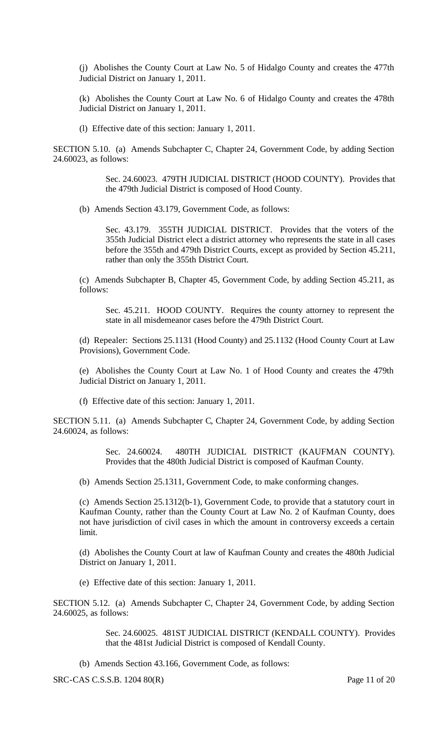(j) Abolishes the County Court at Law No. 5 of Hidalgo County and creates the 477th Judicial District on January 1, 2011.

(k) Abolishes the County Court at Law No. 6 of Hidalgo County and creates the 478th Judicial District on January 1, 2011.

(l) Effective date of this section: January 1, 2011.

SECTION 5.10. (a) Amends Subchapter C, Chapter 24, Government Code, by adding Section 24.60023, as follows:

> Sec. 24.60023. 479TH JUDICIAL DISTRICT (HOOD COUNTY). Provides that the 479th Judicial District is composed of Hood County.

(b) Amends Section 43.179, Government Code, as follows:

> Sec. 43.179. 355TH JUDICIAL DISTRICT. Provides that the voters of the 355th Judicial District elect a district attorney who represents the state in all cases before the 355th and 479th District Courts, except as provided by Section 45.211, rather than only the 355th District Court.

(c) Amends Subchapter B, Chapter 45, Government Code, by adding Section 45.211, as follows:

> Sec. 45.211. HOOD COUNTY. Requires the county attorney to represent the state in all misdemeanor cases before the 479th District Court.

(d) Repealer: Sections 25.1131 (Hood County) and 25.1132 (Hood County Court at Law Provisions), Government Code.

(e) Abolishes the County Court at Law No. 1 of Hood County and creates the 479th Judicial District on January 1, 2011.

(f) Effective date of this section: January 1, 2011.

SECTION 5.11. (a) Amends Subchapter C, Chapter 24, Government Code, by adding Section 24.60024, as follows:

> Sec. 24.60024. 480TH JUDICIAL DISTRICT (KAUFMAN COUNTY). Provides that the 480th Judicial District is composed of Kaufman County.

(b) Amends Section 25.1311, Government Code, to make conforming changes.

(c) Amends Section 25.1312(b-1), Government Code, to provide that a statutory court in Kaufman County, rather than the County Court at Law No. 2 of Kaufman County, does not have jurisdiction of civil cases in which the amount in controversy exceeds a certain limit.

(d) Abolishes the County Court at law of Kaufman County and creates the 480th Judicial District on January 1, 2011.

(e) Effective date of this section: January 1, 2011.

SECTION 5.12. (a) Amends Subchapter C, Chapter 24, Government Code, by adding Section 24.60025, as follows:

> Sec. 24.60025. 481ST JUDICIAL DISTRICT (KENDALL COUNTY). Provides that the 481st Judicial District is composed of Kendall County.

(b) Amends Section 43.166, Government Code, as follows: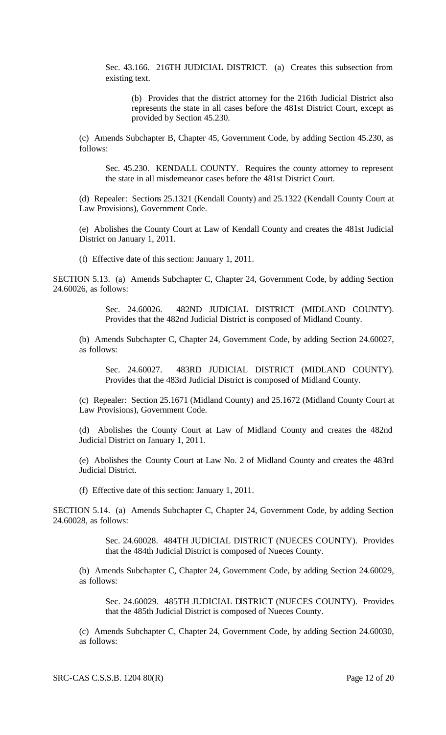Sec. 43.166. 216TH JUDICIAL DISTRICT. (a) Creates this subsection from existing text.

(b) Provides that the district attorney for the 216th Judicial District also represents the state in all cases before the 481st District Court, except as provided by Section 45.230.

(c) Amends Subchapter B, Chapter 45, Government Code, by adding Section 45.230, as follows:

Sec. 45.230. KENDALL COUNTY. Requires the county attorney to represent the state in all misdemeanor cases before the 481st District Court.

(d) Repealer: Sections 25.1321 (Kendall County) and 25.1322 (Kendall County Court at Law Provisions), Government Code.

(e) Abolishes the County Court at Law of Kendall County and creates the 481st Judicial District on January 1, 2011.

(f) Effective date of this section: January 1, 2011.

SECTION 5.13. (a) Amends Subchapter C, Chapter 24, Government Code, by adding Section 24.60026, as follows:

Sec. 24.60026. 482ND JUDICIAL DISTRICT (MIDLAND COUNTY). Provides that the 482nd Judicial District is composed of Midland County.

(b) Amends Subchapter C, Chapter 24, Government Code, by adding Section 24.60027, as follows:

Sec. 24.60027. 483RD JUDICIAL DISTRICT (MIDLAND COUNTY). Provides that the 483rd Judicial District is composed of Midland County.

(c) Repealer: Section 25.1671 (Midland County) and 25.1672 (Midland County Court at Law Provisions), Government Code.

(d) Abolishes the County Court at Law of Midland County and creates the 482nd Judicial District on January 1, 2011.

(e) Abolishes the County Court at Law No. 2 of Midland County and creates the 483rd Judicial District.

(f) Effective date of this section: January 1, 2011.

SECTION 5.14. (a) Amends Subchapter C, Chapter 24, Government Code, by adding Section 24.60028, as follows:

Sec. 24.60028. 484TH JUDICIAL DISTRICT (NUECES COUNTY). Provides that the 484th Judicial District is composed of Nueces County.

(b) Amends Subchapter C, Chapter 24, Government Code, by adding Section 24.60029, as follows:

Sec. 24.60029. 485TH JUDICIAL DISTRICT (NUECES COUNTY). Provides that the 485th Judicial District is composed of Nueces County.

(c) Amends Subchapter C, Chapter 24, Government Code, by adding Section 24.60030, as follows: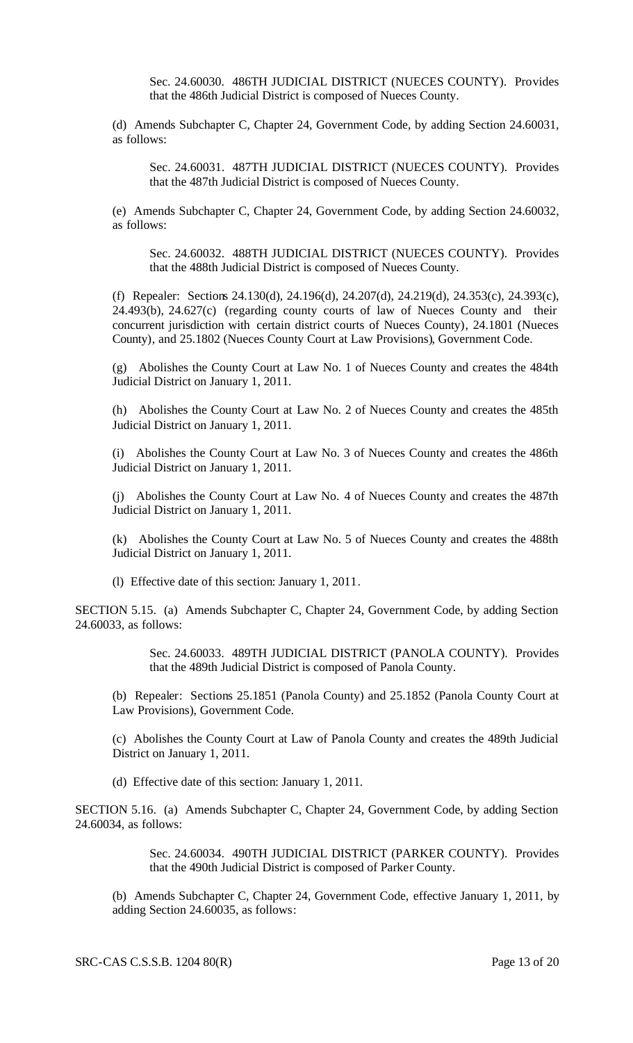Sec. 24.60030. 486TH JUDICIAL DISTRICT (NUECES COUNTY). Provides that the 486th Judicial District is composed of Nueces County.

(d) Amends Subchapter C, Chapter 24, Government Code, by adding Section 24.60031, as follows:

Sec. 24.60031. 487TH JUDICIAL DISTRICT (NUECES COUNTY). Provides that the 487th Judicial District is composed of Nueces County.

(e) Amends Subchapter C, Chapter 24, Government Code, by adding Section 24.60032, as follows:

Sec. 24.60032. 488TH JUDICIAL DISTRICT (NUECES COUNTY). Provides that the 488th Judicial District is composed of Nueces County.

(f) Repealer: Sections 24.130(d), 24.196(d), 24.207(d), 24.219(d), 24.353(c), 24.393(c), 24.493(b), 24.627(c) (regarding county courts of law of Nueces County and their concurrent jurisdiction with certain district courts of Nueces County), 24.1801 (Nueces County), and 25.1802 (Nueces County Court at Law Provisions), Government Code.

(g) Abolishes the County Court at Law No. 1 of Nueces County and creates the 484th Judicial District on January 1, 2011.

(h) Abolishes the County Court at Law No. 2 of Nueces County and creates the 485th Judicial District on January 1, 2011.

(i) Abolishes the County Court at Law No. 3 of Nueces County and creates the 486th Judicial District on January 1, 2011.

(j) Abolishes the County Court at Law No. 4 of Nueces County and creates the 487th Judicial District on January 1, 2011.

(k) Abolishes the County Court at Law No. 5 of Nueces County and creates the 488th Judicial District on January 1, 2011.

(l) Effective date of this section: January 1, 2011.

SECTION 5.15. (a) Amends Subchapter C, Chapter 24, Government Code, by adding Section 24.60033, as follows:

Sec. 24.60033. 489TH JUDICIAL DISTRICT (PANOLA COUNTY). Provides that the 489th Judicial District is composed of Panola County.

(b) Repealer: Sections 25.1851 (Panola County) and 25.1852 (Panola County Court at Law Provisions), Government Code.

(c) Abolishes the County Court at Law of Panola County and creates the 489th Judicial District on January 1, 2011.

(d) Effective date of this section: January 1, 2011.

SECTION 5.16. (a) Amends Subchapter C, Chapter 24, Government Code, by adding Section 24.60034, as follows:

Sec. 24.60034. 490TH JUDICIAL DISTRICT (PARKER COUNTY). Provides that the 490th Judicial District is composed of Parker County.

(b) Amends Subchapter C, Chapter 24, Government Code, effective January 1, 2011, by adding Section 24.60035, as follows: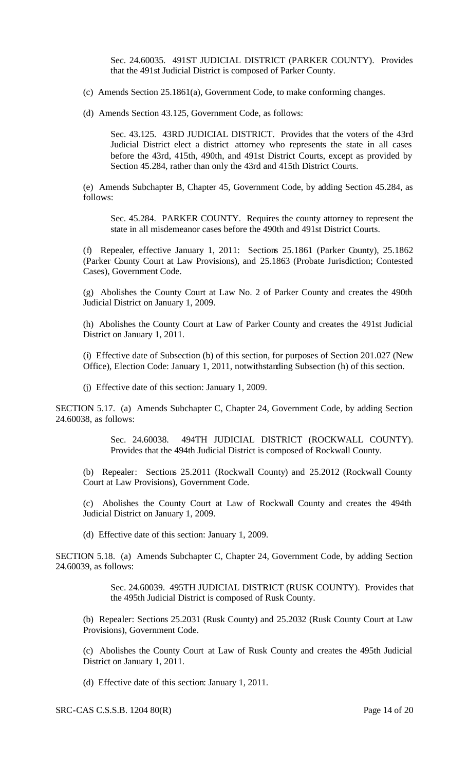Sec. 24.60035. 491ST JUDICIAL DISTRICT (PARKER COUNTY). Provides that the 491st Judicial District is composed of Parker County.

(c) Amends Section 25.1861(a), Government Code, to make conforming changes.

(d) Amends Section 43.125, Government Code, as follows:

Sec. 43.125. 43RD JUDICIAL DISTRICT. Provides that the voters of the 43rd Judicial District elect a district attorney who represents the state in all cases before the 43rd, 415th, 490th, and 491st District Courts, except as provided by Section 45.284, rather than only the 43rd and 415th District Courts.

(e) Amends Subchapter B, Chapter 45, Government Code, by adding Section 45.284, as follows:

Sec. 45.284. PARKER COUNTY. Requires the county attorney to represent the state in all misdemeanor cases before the 490th and 491st District Courts.

(f) Repealer, effective January 1, 2011: Sections 25.1861 (Parker County), 25.1862 (Parker County Court at Law Provisions), and 25.1863 (Probate Jurisdiction; Contested Cases), Government Code.

(g) Abolishes the County Court at Law No. 2 of Parker County and creates the 490th Judicial District on January 1, 2009.

(h) Abolishes the County Court at Law of Parker County and creates the 491st Judicial District on January 1, 2011.

(i) Effective date of Subsection (b) of this section, for purposes of Section 201.027 (New Office), Election Code: January 1, 2011, notwithstanding Subsection (h) of this section.

(j) Effective date of this section: January 1, 2009.

SECTION 5.17. (a) Amends Subchapter C, Chapter 24, Government Code, by adding Section 24.60038, as follows:

Sec. 24.60038. 494TH JUDICIAL DISTRICT (ROCKWALL COUNTY). Provides that the 494th Judicial District is composed of Rockwall County.

(b) Repealer: Sections 25.2011 (Rockwall County) and 25.2012 (Rockwall County Court at Law Provisions), Government Code.

(c) Abolishes the County Court at Law of Rockwall County and creates the 494th Judicial District on January 1, 2009.

(d) Effective date of this section: January 1, 2009.

SECTION 5.18. (a) Amends Subchapter C, Chapter 24, Government Code, by adding Section 24.60039, as follows:

Sec. 24.60039. 495TH JUDICIAL DISTRICT (RUSK COUNTY). Provides that the 495th Judicial District is composed of Rusk County.

(b) Repealer: Sections 25.2031 (Rusk County) and 25.2032 (Rusk County Court at Law Provisions), Government Code.

(c) Abolishes the County Court at Law of Rusk County and creates the 495th Judicial District on January 1, 2011.

(d) Effective date of this section: January 1, 2011.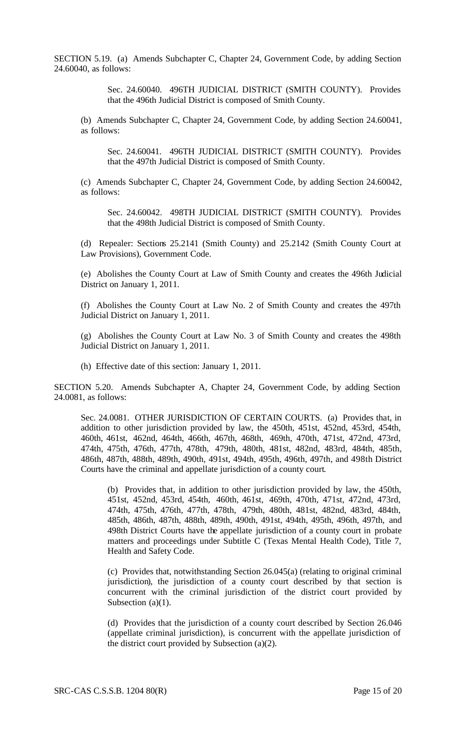SECTION 5.19. (a) Amends Subchapter C, Chapter 24, Government Code, by adding Section 24.60040, as follows:

Sec. 24.60040. 496TH JUDICIAL DISTRICT (SMITH COUNTY). Provides that the 496th Judicial District is composed of Smith County.

(b) Amends Subchapter C, Chapter 24, Government Code, by adding Section 24.60041, as follows:

Sec. 24.60041. 496TH JUDICIAL DISTRICT (SMITH COUNTY). Provides that the 497th Judicial District is composed of Smith County.

(c) Amends Subchapter C, Chapter 24, Government Code, by adding Section 24.60042, as follows:

Sec. 24.60042. 498TH JUDICIAL DISTRICT (SMITH COUNTY). Provides that the 498th Judicial District is composed of Smith County.

(d) Repealer: Sections 25.2141 (Smith County) and 25.2142 (Smith County Court at Law Provisions), Government Code.

(e) Abolishes the County Court at Law of Smith County and creates the 496th Judicial District on January 1, 2011.

(f) Abolishes the County Court at Law No. 2 of Smith County and creates the 497th Judicial District on January 1, 2011.

(g) Abolishes the County Court at Law No. 3 of Smith County and creates the 498th Judicial District on January 1, 2011.

(h) Effective date of this section: January 1, 2011.

SECTION 5.20. Amends Subchapter A, Chapter 24, Government Code, by adding Section 24.0081, as follows:

Sec. 24.0081. OTHER JURISDICTION OF CERTAIN COURTS. (a) Provides that, in addition to other jurisdiction provided by law, the 450th, 451st, 452nd, 453rd, 454th, 460th, 461st, 462nd, 464th, 466th, 467th, 468th, 469th, 470th, 471st, 472nd, 473rd, 474th, 475th, 476th, 477th, 478th, 479th, 480th, 481st, 482nd, 483rd, 484th, 485th, 486th, 487th, 488th, 489th, 490th, 491st, 494th, 495th, 496th, 497th, and 498th District Courts have the criminal and appellate jurisdiction of a county court.

(b) Provides that, in addition to other jurisdiction provided by law, the 450th, 451st, 452nd, 453rd, 454th, 460th, 461st, 469th, 470th, 471st, 472nd, 473rd, 474th, 475th, 476th, 477th, 478th, 479th, 480th, 481st, 482nd, 483rd, 484th, 485th, 486th, 487th, 488th, 489th, 490th, 491st, 494th, 495th, 496th, 497th, and 498th District Courts have the appellate jurisdiction of a county court in probate matters and proceedings under Subtitle C (Texas Mental Health Code), Title 7, Health and Safety Code.

(c) Provides that, notwithstanding Section 26.045(a) (relating to original criminal jurisdiction), the jurisdiction of a county court described by that section is concurrent with the criminal jurisdiction of the district court provided by Subsection (a)(1).

(d) Provides that the jurisdiction of a county court described by Section 26.046 (appellate criminal jurisdiction), is concurrent with the appellate jurisdiction of the district court provided by Subsection (a)(2).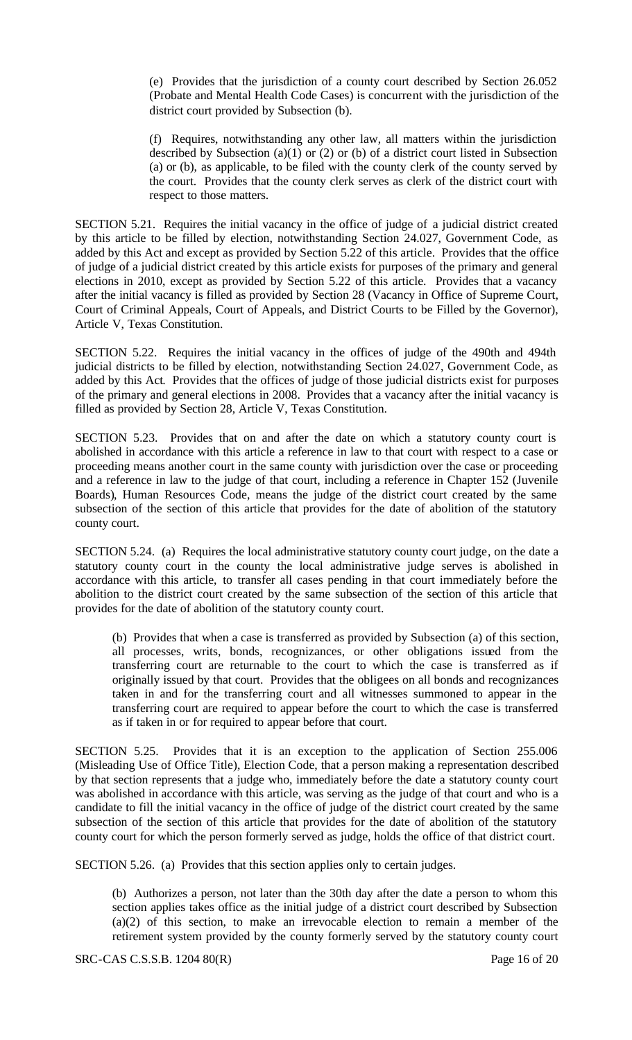(e) Provides that the jurisdiction of a county court described by Section 26.052 (Probate and Mental Health Code Cases) is concurrent with the jurisdiction of the district court provided by Subsection (b).

(f) Requires, notwithstanding any other law, all matters within the jurisdiction described by Subsection (a)(1) or (2) or (b) of a district court listed in Subsection (a) or (b), as applicable, to be filed with the county clerk of the county served by the court. Provides that the county clerk serves as clerk of the district court with respect to those matters.

SECTION 5.21. Requires the initial vacancy in the office of judge of a judicial district created by this article to be filled by election, notwithstanding Section 24.027, Government Code, as added by this Act and except as provided by Section 5.22 of this article. Provides that the office of judge of a judicial district created by this article exists for purposes of the primary and general elections in 2010, except as provided by Section 5.22 of this article. Provides that a vacancy after the initial vacancy is filled as provided by Section 28 (Vacancy in Office of Supreme Court, Court of Criminal Appeals, Court of Appeals, and District Courts to be Filled by the Governor), Article V, Texas Constitution.

SECTION 5.22. Requires the initial vacancy in the offices of judge of the 490th and 494th judicial districts to be filled by election, notwithstanding Section 24.027, Government Code, as added by this Act. Provides that the offices of judge of those judicial districts exist for purposes of the primary and general elections in 2008. Provides that a vacancy after the initial vacancy is filled as provided by Section 28, Article V, Texas Constitution.

SECTION 5.23. Provides that on and after the date on which a statutory county court is abolished in accordance with this article a reference in law to that court with respect to a case or proceeding means another court in the same county with jurisdiction over the case or proceeding and a reference in law to the judge of that court, including a reference in Chapter 152 (Juvenile Boards), Human Resources Code, means the judge of the district court created by the same subsection of the section of this article that provides for the date of abolition of the statutory county court.

SECTION 5.24. (a) Requires the local administrative statutory county court judge, on the date a statutory county court in the county the local administrative judge serves is abolished in accordance with this article, to transfer all cases pending in that court immediately before the abolition to the district court created by the same subsection of the section of this article that provides for the date of abolition of the statutory county court.

(b) Provides that when a case is transferred as provided by Subsection (a) of this section, all processes, writs, bonds, recognizances, or other obligations issued from the transferring court are returnable to the court to which the case is transferred as if originally issued by that court. Provides that the obligees on all bonds and recognizances taken in and for the transferring court and all witnesses summoned to appear in the transferring court are required to appear before the court to which the case is transferred as if taken in or for required to appear before that court.

SECTION 5.25. Provides that it is an exception to the application of Section 255.006 (Misleading Use of Office Title), Election Code, that a person making a representation described by that section represents that a judge who, immediately before the date a statutory county court was abolished in accordance with this article, was serving as the judge of that court and who is a candidate to fill the initial vacancy in the office of judge of the district court created by the same subsection of the section of this article that provides for the date of abolition of the statutory county court for which the person formerly served as judge, holds the office of that district court.

SECTION 5.26. (a) Provides that this section applies only to certain judges.

(b) Authorizes a person, not later than the 30th day after the date a person to whom this section applies takes office as the initial judge of a district court described by Subsection (a)(2) of this section, to make an irrevocable election to remain a member of the retirement system provided by the county formerly served by the statutory county court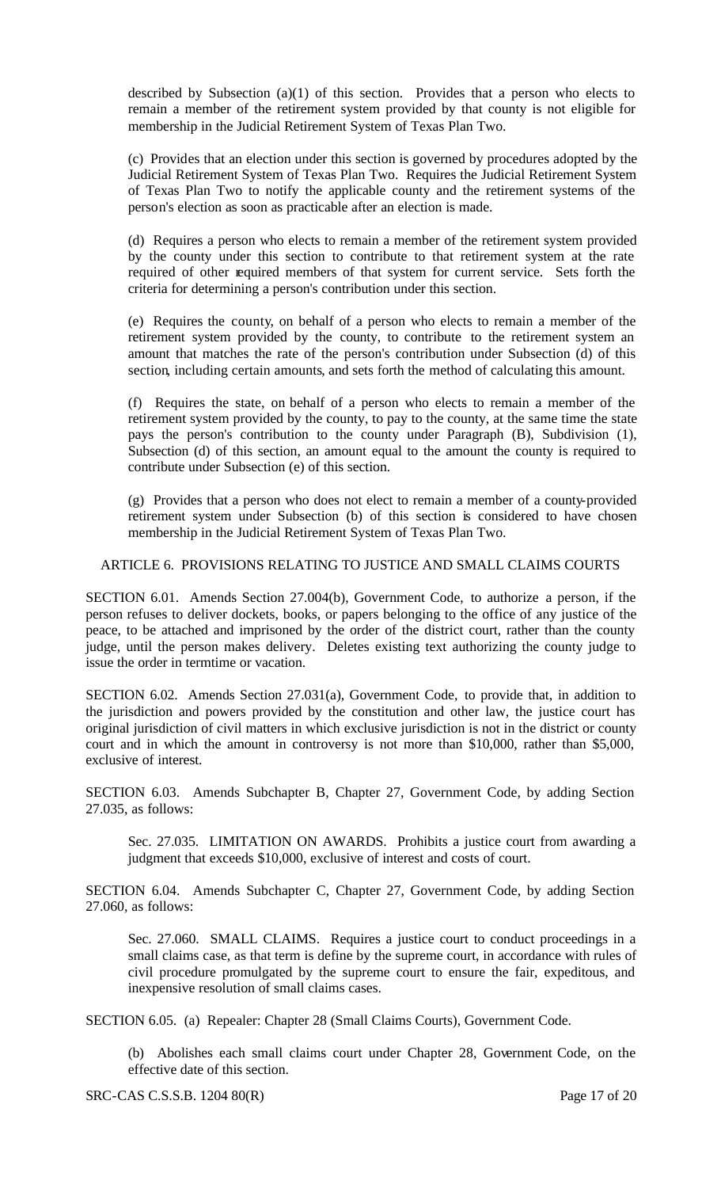described by Subsection (a)(1) of this section. Provides that a person who elects to remain a member of the retirement system provided by that county is not eligible for membership in the Judicial Retirement System of Texas Plan Two.

(c) Provides that an election under this section is governed by procedures adopted by the Judicial Retirement System of Texas Plan Two. Requires the Judicial Retirement System of Texas Plan Two to notify the applicable county and the retirement systems of the person's election as soon as practicable after an election is made.

(d) Requires a person who elects to remain a member of the retirement system provided by the county under this section to contribute to that retirement system at the rate required of other required members of that system for current service. Sets forth the criteria for determining a person's contribution under this section.

(e) Requires the county, on behalf of a person who elects to remain a member of the retirement system provided by the county, to contribute to the retirement system an amount that matches the rate of the person's contribution under Subsection (d) of this section, including certain amounts, and sets forth the method of calculating this amount.

(f) Requires the state, on behalf of a person who elects to remain a member of the retirement system provided by the county, to pay to the county, at the same time the state pays the person's contribution to the county under Paragraph (B), Subdivision (1), Subsection (d) of this section, an amount equal to the amount the county is required to contribute under Subsection (e) of this section.

(g) Provides that a person who does not elect to remain a member of a county-provided retirement system under Subsection (b) of this section is considered to have chosen membership in the Judicial Retirement System of Texas Plan Two.

ARTICLE 6. PROVISIONS RELATING TO JUSTICE AND SMALL CLAIMS COURTS

SECTION 6.01. Amends Section 27.004(b), Government Code, to authorize a person, if the person refuses to deliver dockets, books, or papers belonging to the office of any justice of the peace, to be attached and imprisoned by the order of the district court, rather than the county judge, until the person makes delivery. Deletes existing text authorizing the county judge to issue the order in termtime or vacation.

SECTION 6.02. Amends Section 27.031(a), Government Code, to provide that, in addition to the jurisdiction and powers provided by the constitution and other law, the justice court has original jurisdiction of civil matters in which exclusive jurisdiction is not in the district or county court and in which the amount in controversy is not more than $10,000, rather than $5,000, exclusive of interest.

SECTION 6.03. Amends Subchapter B, Chapter 27, Government Code, by adding Section 27.035, as follows:

Sec. 27.035. LIMITATION ON AWARDS. Prohibits a justice court from awarding a judgment that exceeds $10,000, exclusive of interest and costs of court.

SECTION 6.04. Amends Subchapter C, Chapter 27, Government Code, by adding Section 27.060, as follows:

Sec. 27.060. SMALL CLAIMS. Requires a justice court to conduct proceedings in a small claims case, as that term is define by the supreme court, in accordance with rules of civil procedure promulgated by the supreme court to ensure the fair, expeditous, and inexpensive resolution of small claims cases.

SECTION 6.05. (a) Repealer: Chapter 28 (Small Claims Courts), Government Code.

(b) Abolishes each small claims court under Chapter 28, Government Code, on the effective date of this section.

SRC-CAS C.S.S.B. 1204 80(R)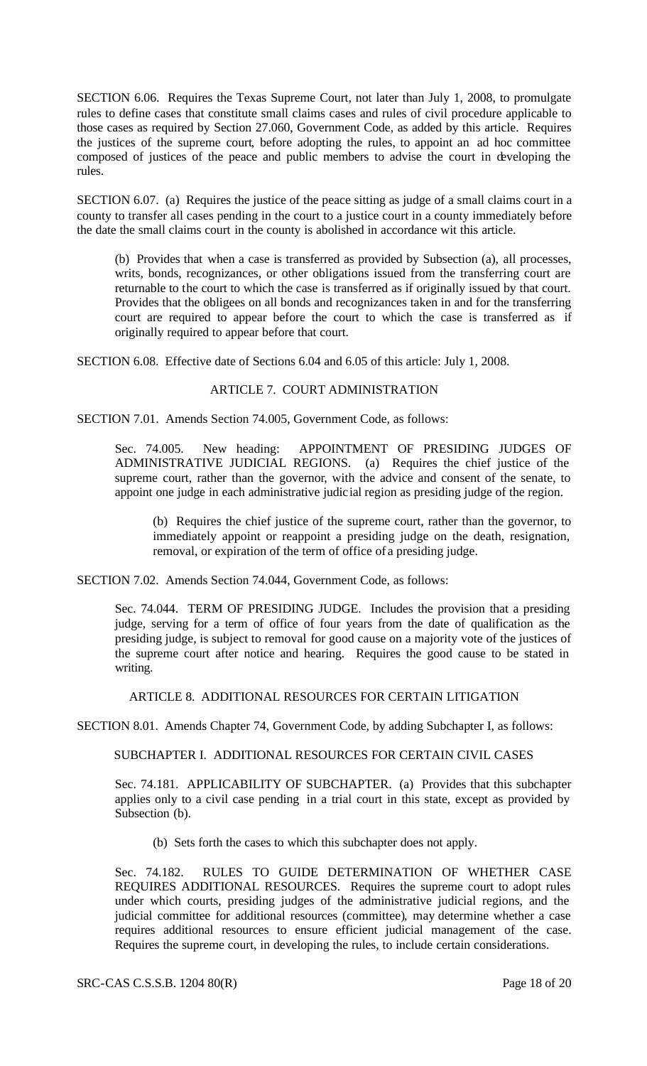SECTION 6.06. Requires the Texas Supreme Court, not later than July 1, 2008, to promulgate rules to define cases that constitute small claims cases and rules of civil procedure applicable to those cases as required by Section 27.060, Government Code, as added by this article. Requires the justices of the supreme court, before adopting the rules, to appoint an ad hoc committee composed of justices of the peace and public members to advise the court in developing the rules.

SECTION 6.07. (a) Requires the justice of the peace sitting as judge of a small claims court in a county to transfer all cases pending in the court to a justice court in a county immediately before the date the small claims court in the county is abolished in accordance wit this article.

(b) Provides that when a case is transferred as provided by Subsection (a), all processes, writs, bonds, recognizances, or other obligations issued from the transferring court are returnable to the court to which the case is transferred as if originally issued by that court. Provides that the obligees on all bonds and recognizances taken in and for the transferring court are required to appear before the court to which the case is transferred as if originally required to appear before that court.

SECTION 6.08. Effective date of Sections 6.04 and 6.05 of this article: July 1, 2008.

## ARTICLE 7. COURT ADMINISTRATION

SECTION 7.01. Amends Section 74.005, Government Code, as follows:

Sec. 74.005. New heading: APPOINTMENT OF PRESIDING JUDGES OF ADMINISTRATIVE JUDICIAL REGIONS. (a) Requires the chief justice of the supreme court, rather than the governor, with the advice and consent of the senate, to appoint one judge in each administrative judicial region as presiding judge of the region.

(b) Requires the chief justice of the supreme court, rather than the governor, to immediately appoint or reappoint a presiding judge on the death, resignation, removal, or expiration of the term of office of a presiding judge.

SECTION 7.02. Amends Section 74.044, Government Code, as follows:

Sec. 74.044. TERM OF PRESIDING JUDGE. Includes the provision that a presiding judge, serving for a term of office of four years from the date of qualification as the presiding judge, is subject to removal for good cause on a majority vote of the justices of the supreme court after notice and hearing. Requires the good cause to be stated in writing.

## ARTICLE 8. ADDITIONAL RESOURCES FOR CERTAIN LITIGATION

SECTION 8.01. Amends Chapter 74, Government Code, by adding Subchapter I, as follows:

SUBCHAPTER I. ADDITIONAL RESOURCES FOR CERTAIN CIVIL CASES

Sec. 74.181. APPLICABILITY OF SUBCHAPTER. (a) Provides that this subchapter applies only to a civil case pending in a trial court in this state, except as provided by Subsection (b).

(b) Sets forth the cases to which this subchapter does not apply.

Sec. 74.182. RULES TO GUIDE DETERMINATION OF WHETHER CASE REQUIRES ADDITIONAL RESOURCES. Requires the supreme court to adopt rules under which courts, presiding judges of the administrative judicial regions, and the judicial committee for additional resources (committee), may determine whether a case requires additional resources to ensure efficient judicial management of the case. Requires the supreme court, in developing the rules, to include certain considerations.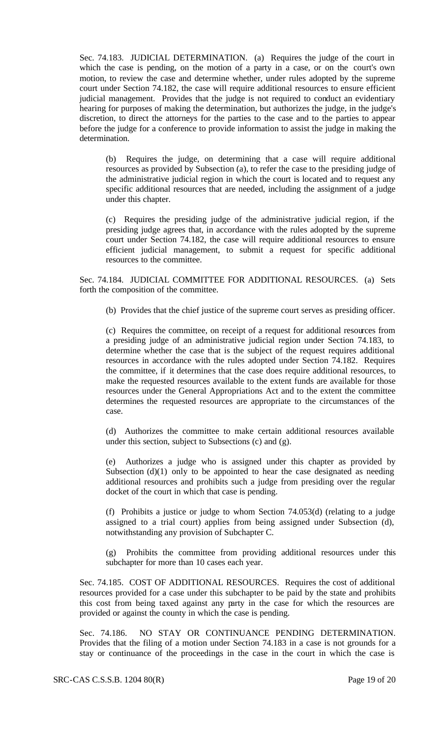Sec. 74.183. JUDICIAL DETERMINATION. (a) Requires the judge of the court in which the case is pending, on the motion of a party in a case, or on the court's own motion, to review the case and determine whether, under rules adopted by the supreme court under Section 74.182, the case will require additional resources to ensure efficient judicial management. Provides that the judge is not required to conduct an evidentiary hearing for purposes of making the determination, but authorizes the judge, in the judge's discretion, to direct the attorneys for the parties to the case and to the parties to appear before the judge for a conference to provide information to assist the judge in making the determination.

(b) Requires the judge, on determining that a case will require additional resources as provided by Subsection (a), to refer the case to the presiding judge of the administrative judicial region in which the court is located and to request any specific additional resources that are needed, including the assignment of a judge under this chapter.

(c) Requires the presiding judge of the administrative judicial region, if the presiding judge agrees that, in accordance with the rules adopted by the supreme court under Section 74.182, the case will require additional resources to ensure efficient judicial management, to submit a request for specific additional resources to the committee.

Sec. 74.184. JUDICIAL COMMITTEE FOR ADDITIONAL RESOURCES. (a) Sets forth the composition of the committee.

(b) Provides that the chief justice of the supreme court serves as presiding officer.

(c) Requires the committee, on receipt of a request for additional resources from a presiding judge of an administrative judicial region under Section 74.183, to determine whether the case that is the subject of the request requires additional resources in accordance with the rules adopted under Section 74.182. Requires the committee, if it determines that the case does require additional resources, to make the requested resources available to the extent funds are available for those resources under the General Appropriations Act and to the extent the committee determines the requested resources are appropriate to the circumstances of the case.

(d) Authorizes the committee to make certain additional resources available under this section, subject to Subsections (c) and (g).

(e) Authorizes a judge who is assigned under this chapter as provided by Subsection (d)(1) only to be appointed to hear the case designated as needing additional resources and prohibits such a judge from presiding over the regular docket of the court in which that case is pending.

(f) Prohibits a justice or judge to whom Section 74.053(d) (relating to a judge assigned to a trial court) applies from being assigned under Subsection (d), notwithstanding any provision of Subchapter C.

(g) Prohibits the committee from providing additional resources under this subchapter for more than 10 cases each year.

Sec. 74.185. COST OF ADDITIONAL RESOURCES. Requires the cost of additional resources provided for a case under this subchapter to be paid by the state and prohibits this cost from being taxed against any party in the case for which the resources are provided or against the county in which the case is pending.

Sec. 74.186. NO STAY OR CONTINUANCE PENDING DETERMINATION. Provides that the filing of a motion under Section 74.183 in a case is not grounds for a stay or continuance of the proceedings in the case in the court in which the case is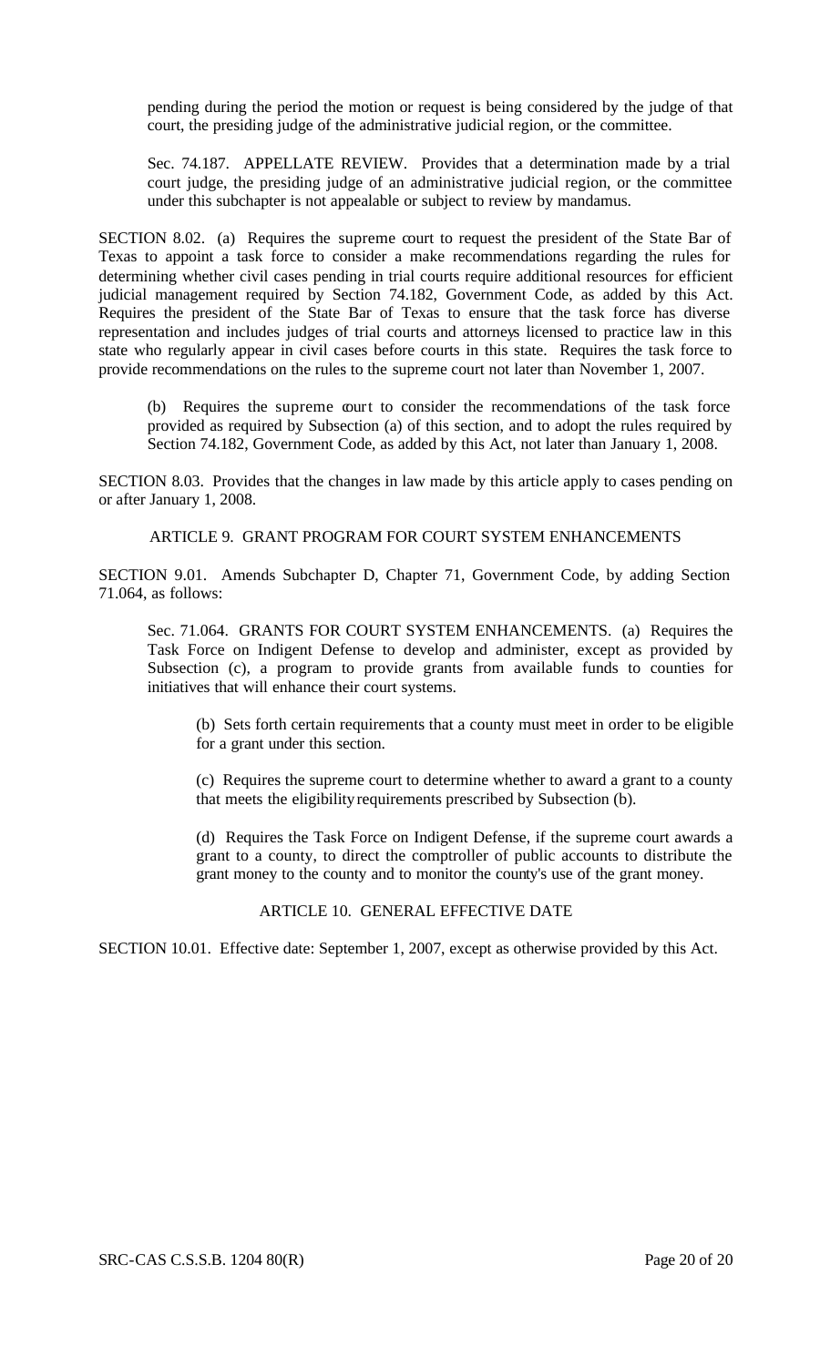pending during the period the motion or request is being considered by the judge of that court, the presiding judge of the administrative judicial region, or the committee.

Sec. 74.187. APPELLATE REVIEW. Provides that a determination made by a trial court judge, the presiding judge of an administrative judicial region, or the committee under this subchapter is not appealable or subject to review by mandamus.

SECTION 8.02. (a) Requires the supreme court to request the president of the State Bar of Texas to appoint a task force to consider a make recommendations regarding the rules for determining whether civil cases pending in trial courts require additional resources for efficient judicial management required by Section 74.182, Government Code, as added by this Act. Requires the president of the State Bar of Texas to ensure that the task force has diverse representation and includes judges of trial courts and attorneys licensed to practice law in this state who regularly appear in civil cases before courts in this state. Requires the task force to provide recommendations on the rules to the supreme court not later than November 1, 2007.

(b) Requires the supreme court to consider the recommendations of the task force provided as required by Subsection (a) of this section, and to adopt the rules required by Section 74.182, Government Code, as added by this Act, not later than January 1, 2008.

SECTION 8.03. Provides that the changes in law made by this article apply to cases pending on or after January 1, 2008.

ARTICLE 9. GRANT PROGRAM FOR COURT SYSTEM ENHANCEMENTS

SECTION 9.01. Amends Subchapter D, Chapter 71, Government Code, by adding Section 71.064, as follows:

Sec. 71.064. GRANTS FOR COURT SYSTEM ENHANCEMENTS. (a) Requires the Task Force on Indigent Defense to develop and administer, except as provided by Subsection (c), a program to provide grants from available funds to counties for initiatives that will enhance their court systems.

(b) Sets forth certain requirements that a county must meet in order to be eligible for a grant under this section.

(c) Requires the supreme court to determine whether to award a grant to a county that meets the eligibility requirements prescribed by Subsection (b).

(d) Requires the Task Force on Indigent Defense, if the supreme court awards a grant to a county, to direct the comptroller of public accounts to distribute the grant money to the county and to monitor the county's use of the grant money.

ARTICLE 10. GENERAL EFFECTIVE DATE

SECTION 10.01. Effective date: September 1, 2007, except as otherwise provided by this Act.